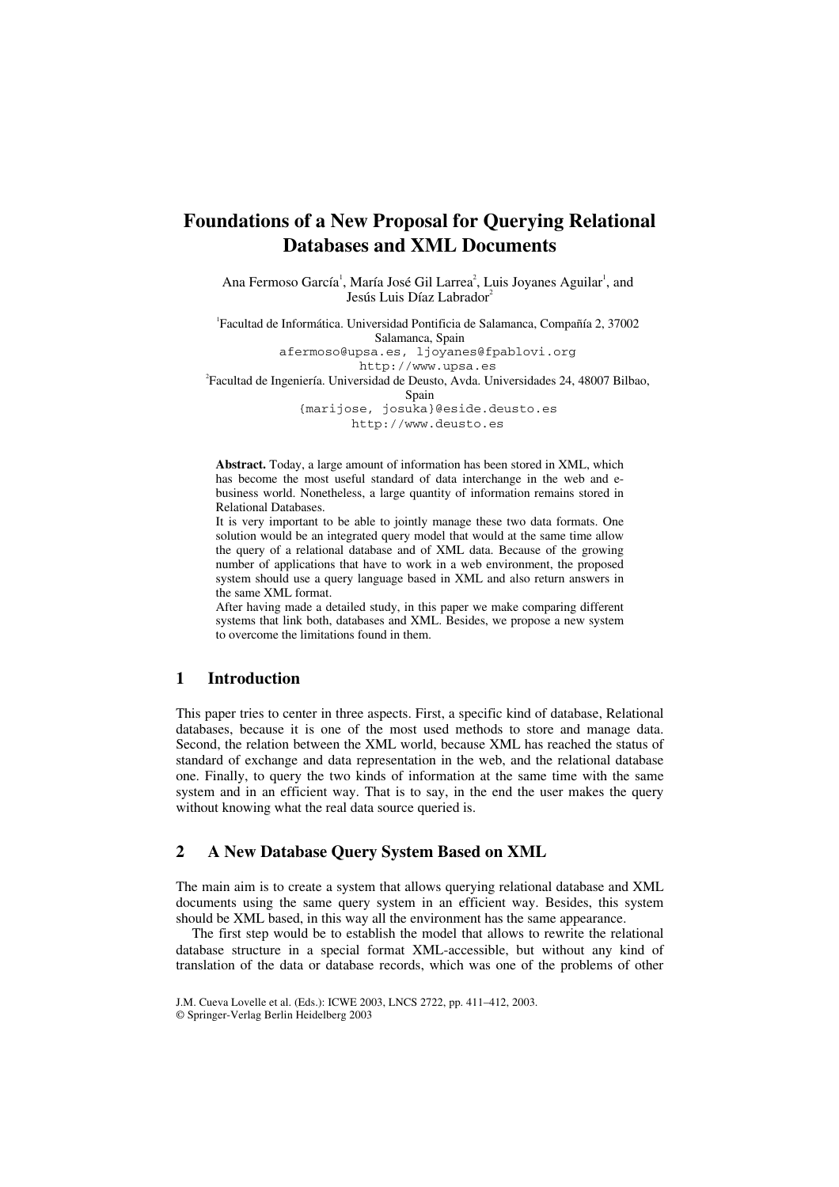# Foundations of a New Proposal for Querying Relational Databases and XML Documents

Ana Fermoso García[1], María José Gil Larrea[2], Luis Joyanes Aguilar[1], and Jesús Luis Díaz Labrador[2]

[1]Facultad de Informática. Universidad Pontificia de Salamanca, Compañía 2, 37002 Salamanca, Spain
afermoso@upsa.es, ljoyanes@fpablovi.org
http://www.upsa.es

[2]Facultad de Ingeniería. Universidad de Deusto, Avda. Universidades 24, 48007 Bilbao, Spain
{marijose, josuka}@eside.deusto.es
http://www.deusto.es

**Abstract.** Today, a large amount of information has been stored in XML, which has become the most useful standard of data interchange in the web and e-business world. Nonetheless, a large quantity of information remains stored in Relational Databases.
It is very important to be able to jointly manage these two data formats. One solution would be an integrated query model that would at the same time allow the query of a relational database and of XML data. Because of the growing number of applications that have to work in a web environment, the proposed system should use a query language based in XML and also return answers in the same XML format.
After having made a detailed study, in this paper we make comparing different systems that link both, databases and XML. Besides, we propose a new system to overcome the limitations found in them.

## 1 Introduction

This paper tries to center in three aspects. First, a specific kind of database, Relational databases, because it is one of the most used methods to store and manage data. Second, the relation between the XML world, because XML has reached the status of standard of exchange and data representation in the web, and the relational database one. Finally, to query the two kinds of information at the same time with the same system and in an efficient way. That is to say, in the end the user makes the query without knowing what the real data source queried is.

## 2 A New Database Query System Based on XML

The main aim is to create a system that allows querying relational database and XML documents using the same query system in an efficient way. Besides, this system should be XML based, in this way all the environment has the same appearance.

The first step would be to establish the model that allows to rewrite the relational database structure in a special format XML-accessible, but without any kind of translation of the data or database records, which was one of the problems of other

J.M. Cueva Lovelle et al. (Eds.): ICWE 2003, LNCS 2722, pp. 411–412, 2003.
© Springer-Verlag Berlin Heidelberg 2003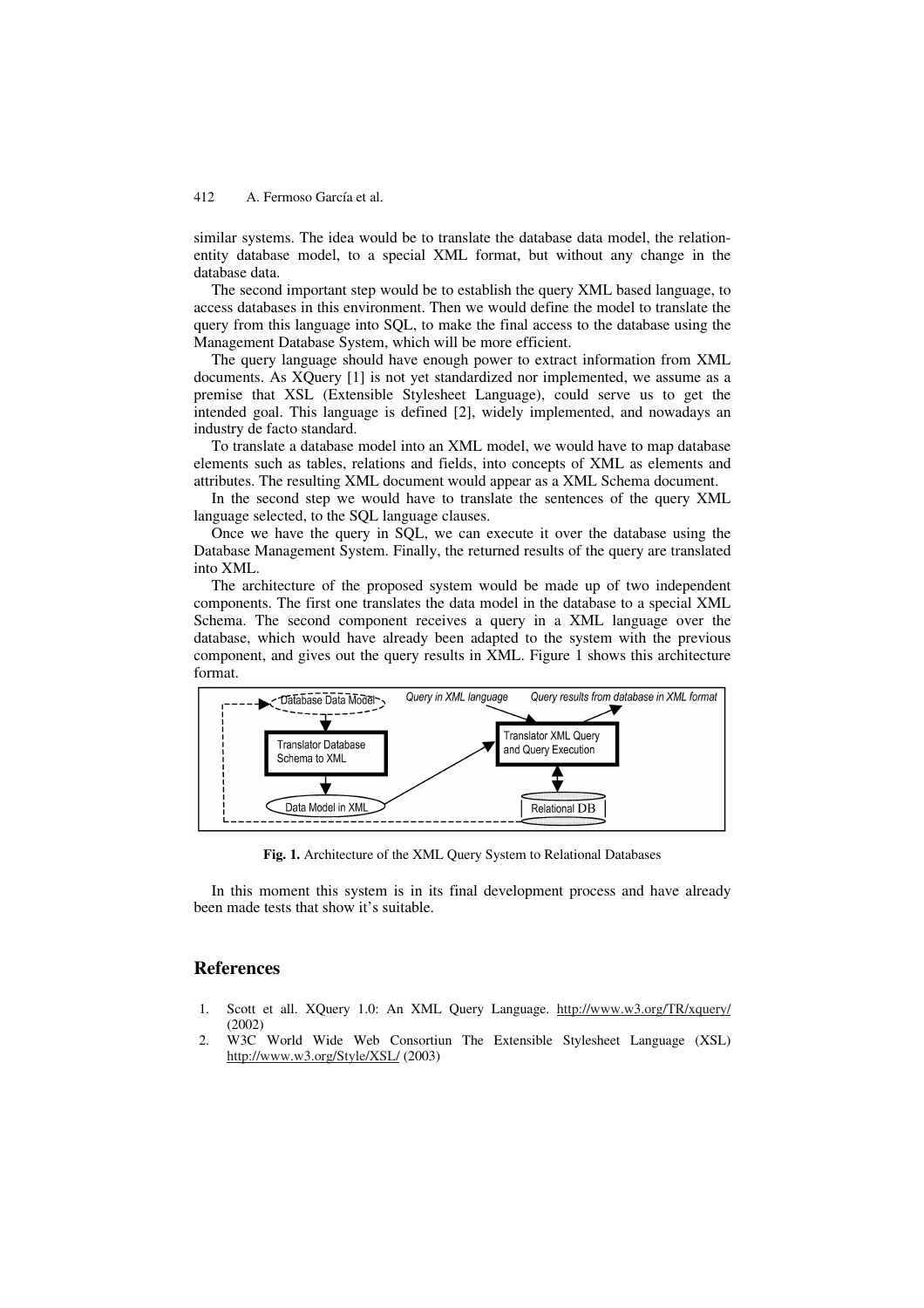similar systems. The idea would be to translate the database data model, the relation-entity database model, to a special XML format, but without any change in the database data.

The second important step would be to establish the query XML based language, to access databases in this environment. Then we would define the model to translate the query from this language into SQL, to make the final access to the database using the Management Database System, which will be more efficient.

The query language should have enough power to extract information from XML documents. As XQuery [1] is not yet standardized nor implemented, we assume as a premise that XSL (Extensible Stylesheet Language), could serve us to get the intended goal. This language is defined [2], widely implemented, and nowadays an industry de facto standard.

To translate a database model into an XML model, we would have to map database elements such as tables, relations and fields, into concepts of XML as elements and attributes. The resulting XML document would appear as a XML Schema document.

In the second step we would have to translate the sentences of the query XML language selected, to the SQL language clauses.

Once we have the query in SQL, we can execute it over the database using the Database Management System. Finally, the returned results of the query are translated into XML.

The architecture of the proposed system would be made up of two independent components. The first one translates the data model in the database to a special XML Schema. The second component receives a query in a XML language over the database, which would have already been adapted to the system with the previous component, and gives out the query results in XML. Figure 1 shows this architecture format.

Database Data Model
Query in XML language
Query results from database in XML format
Translator Database Schema to XML
Translator XML Query and Query Execution
Data Model in XML
Relational DB

**Fig. 1.** Architecture of the XML Query System to Relational Databases

In this moment this system is in its final development process and have already been made tests that show it's suitable.

## References

1. Scott et all. XQuery 1.0: An XML Query Language. http://www.w3.org/TR/xquery/ (2002)
2. W3C World Wide Web Consortiun The Extensible Stylesheet Language (XSL) http://www.w3.org/Style/XSL/ (2003)